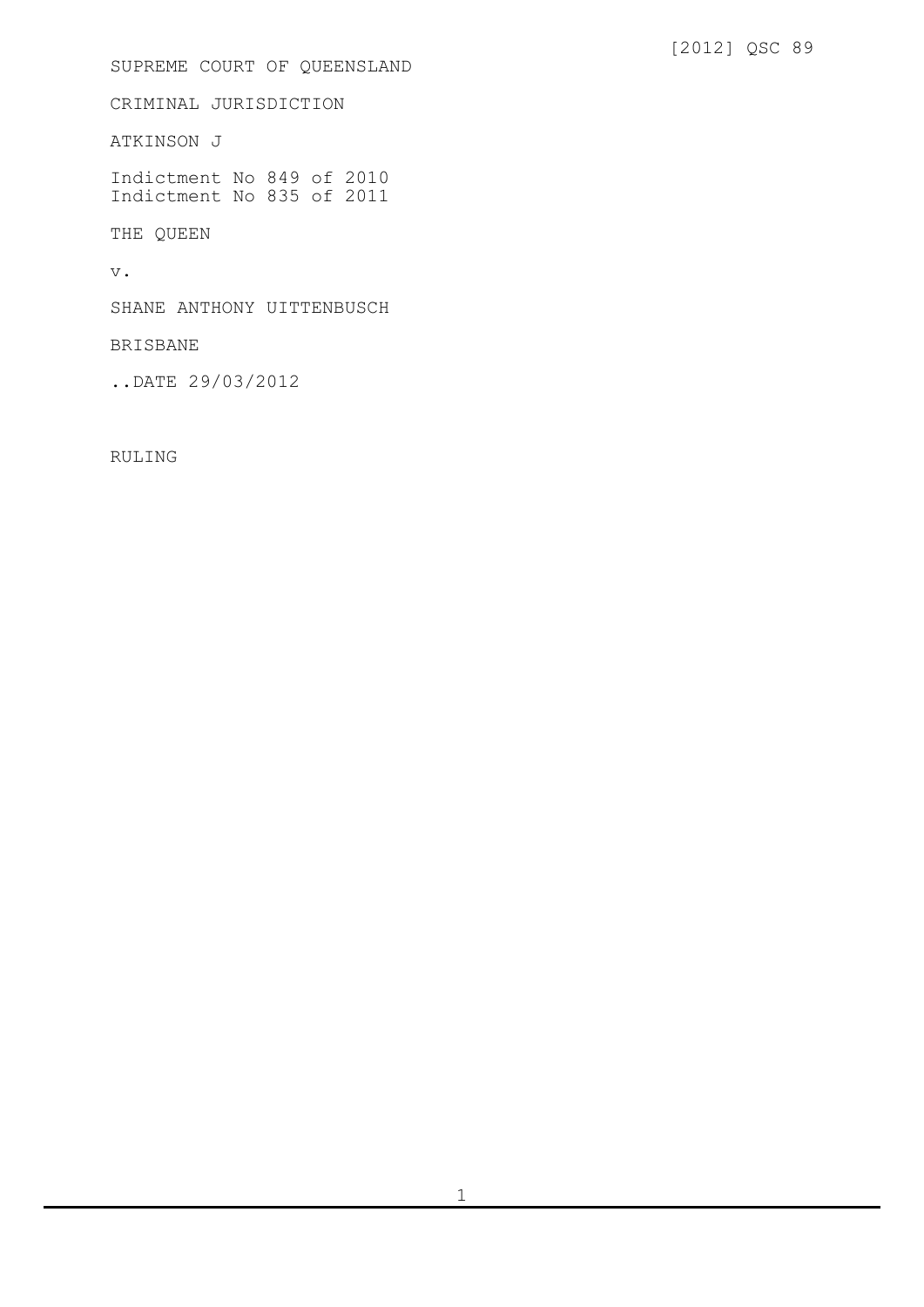[2012] QSC 89

SUPREME COURT OF QUEENSLAND

CRIMINAL JURISDICTION

ATKINSON J

Indictment No 849 of 2010
Indictment No 835 of 2011

THE QUEEN

v.

SHANE ANTHONY UITTENBUSCH

BRISBANE

..DATE 29/03/2012

RULING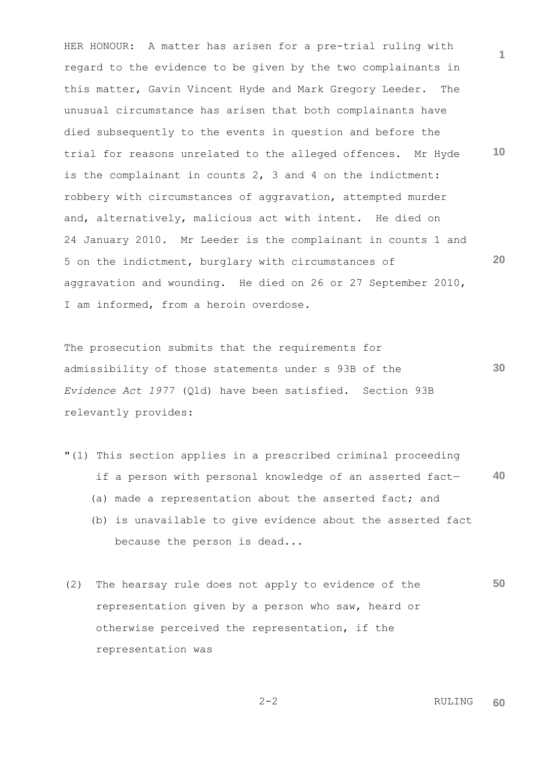HER HONOUR: A matter has arisen for a pre-trial ruling with regard to the evidence to be given by the two complainants in this matter, Gavin Vincent Hyde and Mark Gregory Leeder. The unusual circumstance has arisen that both complainants have died subsequently to the events in question and before the trial for reasons unrelated to the alleged offences. Mr Hyde is the complainant in counts 2, 3 and 4 on the indictment: robbery with circumstances of aggravation, attempted murder and, alternatively, malicious act with intent. He died on 24 January 2010. Mr Leeder is the complainant in counts 1 and 5 on the indictment, burglary with circumstances of aggravation and wounding. He died on 26 or 27 September 2010, I am informed, from a heroin overdose.

The prosecution submits that the requirements for admissibility of those statements under s 93B of the *Evidence Act 1977* (Qld) have been satisfied. Section 93B relevantly provides:

"(1) This section applies in a prescribed criminal proceeding if a person with personal knowledge of an asserted fact—

(a) made a representation about the asserted fact; and

(b) is unavailable to give evidence about the asserted fact because the person is dead...

(2) The hearsay rule does not apply to evidence of the representation given by a person who saw, heard or otherwise perceived the representation, if the representation was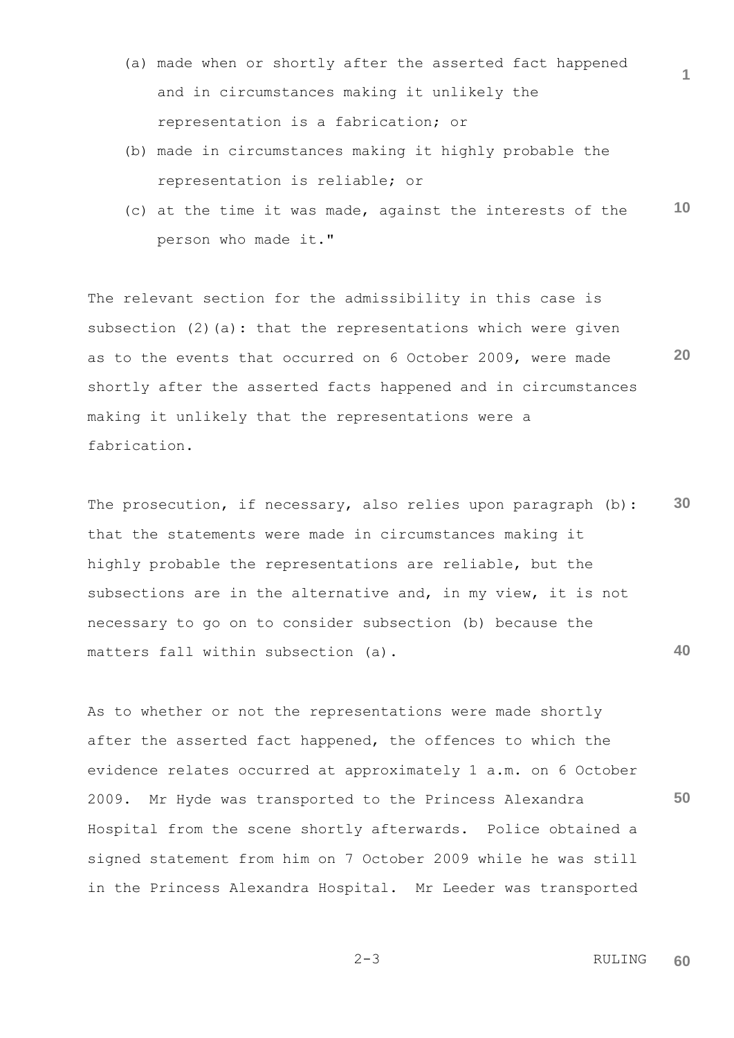(a) made when or shortly after the asserted fact happened and in circumstances making it unlikely the representation is a fabrication; or

(b) made in circumstances making it highly probable the representation is reliable; or

(c) at the time it was made, against the interests of the person who made it."

The relevant section for the admissibility in this case is subsection (2)(a): that the representations which were given as to the events that occurred on 6 October 2009, were made shortly after the asserted facts happened and in circumstances making it unlikely that the representations were a fabrication.

The prosecution, if necessary, also relies upon paragraph (b): that the statements were made in circumstances making it highly probable the representations are reliable, but the subsections are in the alternative and, in my view, it is not necessary to go on to consider subsection (b) because the matters fall within subsection (a).

As to whether or not the representations were made shortly after the asserted fact happened, the offences to which the evidence relates occurred at approximately 1 a.m. on 6 October 2009. Mr Hyde was transported to the Princess Alexandra Hospital from the scene shortly afterwards. Police obtained a signed statement from him on 7 October 2009 while he was still in the Princess Alexandra Hospital. Mr Leeder was transported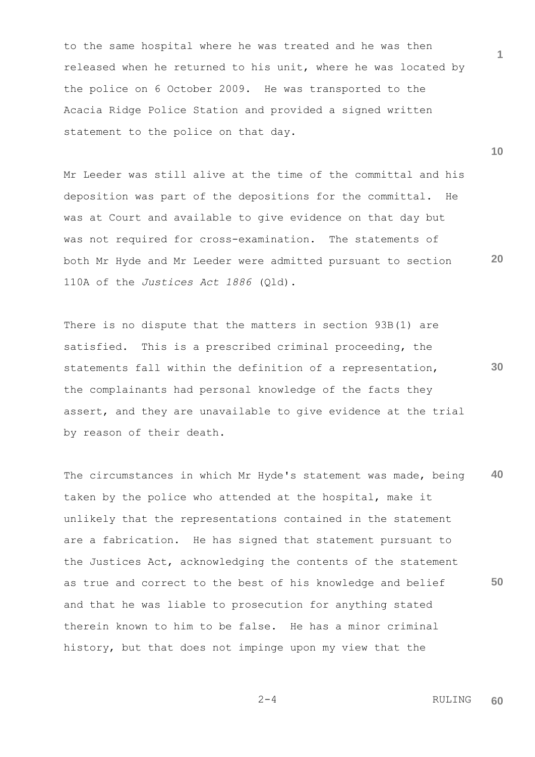to the same hospital where he was treated and he was then released when he returned to his unit, where he was located by the police on 6 October 2009. He was transported to the Acacia Ridge Police Station and provided a signed written statement to the police on that day.

Mr Leeder was still alive at the time of the committal and his deposition was part of the depositions for the committal. He was at Court and available to give evidence on that day but was not required for cross-examination. The statements of both Mr Hyde and Mr Leeder were admitted pursuant to section 110A of the *Justices Act 1886* (Qld).

There is no dispute that the matters in section 93B(1) are satisfied. This is a prescribed criminal proceeding, the statements fall within the definition of a representation, the complainants had personal knowledge of the facts they assert, and they are unavailable to give evidence at the trial by reason of their death.

The circumstances in which Mr Hyde's statement was made, being taken by the police who attended at the hospital, make it unlikely that the representations contained in the statement are a fabrication. He has signed that statement pursuant to the Justices Act, acknowledging the contents of the statement as true and correct to the best of his knowledge and belief and that he was liable to prosecution for anything stated therein known to him to be false. He has a minor criminal history, but that does not impinge upon my view that the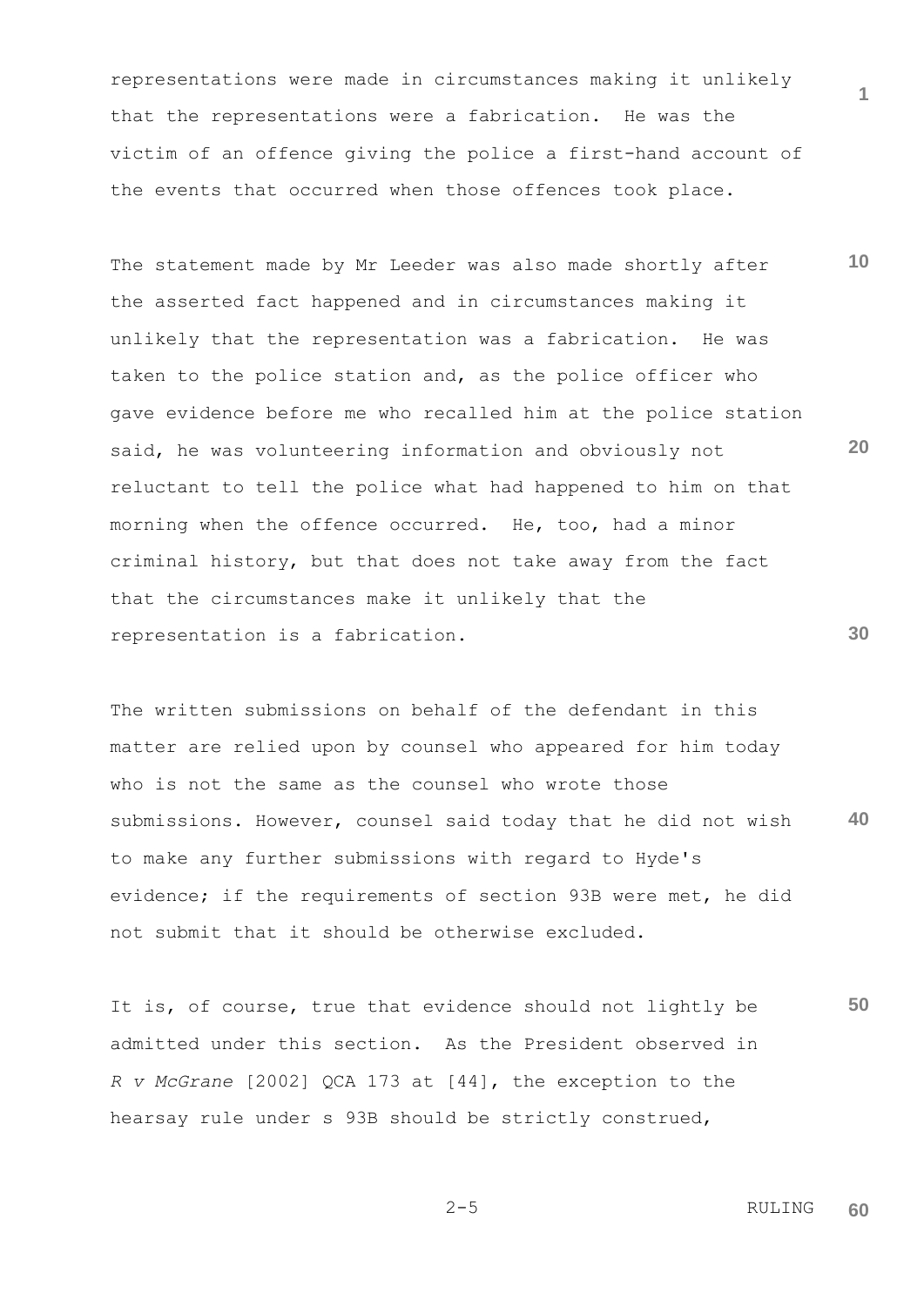representations were made in circumstances making it unlikely that the representations were a fabrication. He was the victim of an offence giving the police a first-hand account of the events that occurred when those offences took place.

The statement made by Mr Leeder was also made shortly after the asserted fact happened and in circumstances making it unlikely that the representation was a fabrication. He was taken to the police station and, as the police officer who gave evidence before me who recalled him at the police station said, he was volunteering information and obviously not reluctant to tell the police what had happened to him on that morning when the offence occurred. He, too, had a minor criminal history, but that does not take away from the fact that the circumstances make it unlikely that the representation is a fabrication.

The written submissions on behalf of the defendant in this matter are relied upon by counsel who appeared for him today who is not the same as the counsel who wrote those submissions. However, counsel said today that he did not wish to make any further submissions with regard to Hyde's evidence; if the requirements of section 93B were met, he did not submit that it should be otherwise excluded.

It is, of course, true that evidence should not lightly be admitted under this section. As the President observed in *R v McGrane* [2002] QCA 173 at [44], the exception to the hearsay rule under s 93B should be strictly construed,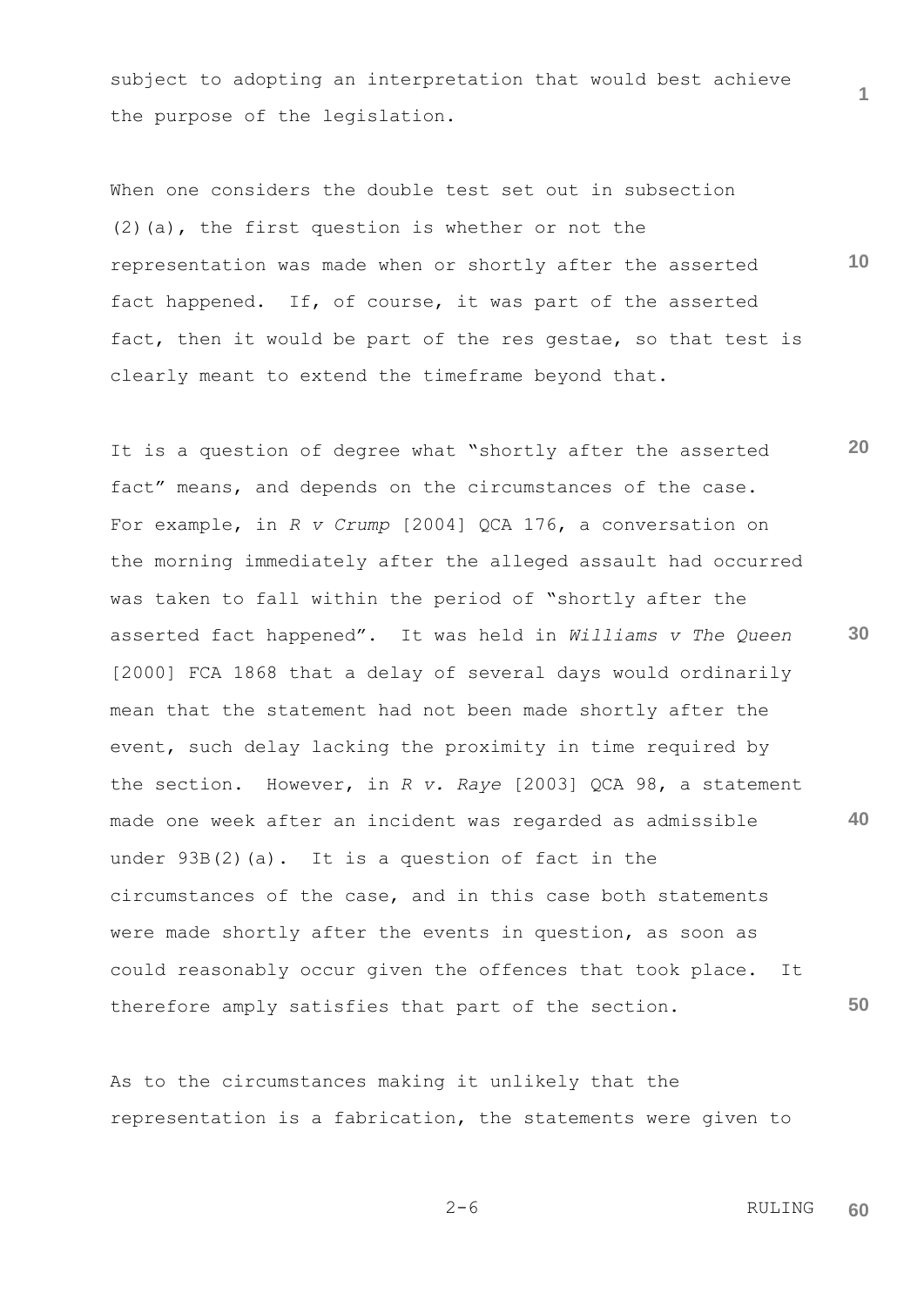subject to adopting an interpretation that would best achieve the purpose of the legislation.

When one considers the double test set out in subsection (2)(a), the first question is whether or not the representation was made when or shortly after the asserted fact happened. If, of course, it was part of the asserted fact, then it would be part of the res gestae, so that test is clearly meant to extend the timeframe beyond that.

It is a question of degree what "shortly after the asserted fact" means, and depends on the circumstances of the case. For example, in *R v Crump* [2004] QCA 176, a conversation on the morning immediately after the alleged assault had occurred was taken to fall within the period of "shortly after the asserted fact happened". It was held in *Williams v The Queen* [2000] FCA 1868 that a delay of several days would ordinarily mean that the statement had not been made shortly after the event, such delay lacking the proximity in time required by the section. However, in *R v. Raye* [2003] QCA 98, a statement made one week after an incident was regarded as admissible under 93B(2)(a). It is a question of fact in the circumstances of the case, and in this case both statements were made shortly after the events in question, as soon as could reasonably occur given the offences that took place. It therefore amply satisfies that part of the section.

As to the circumstances making it unlikely that the representation is a fabrication, the statements were given to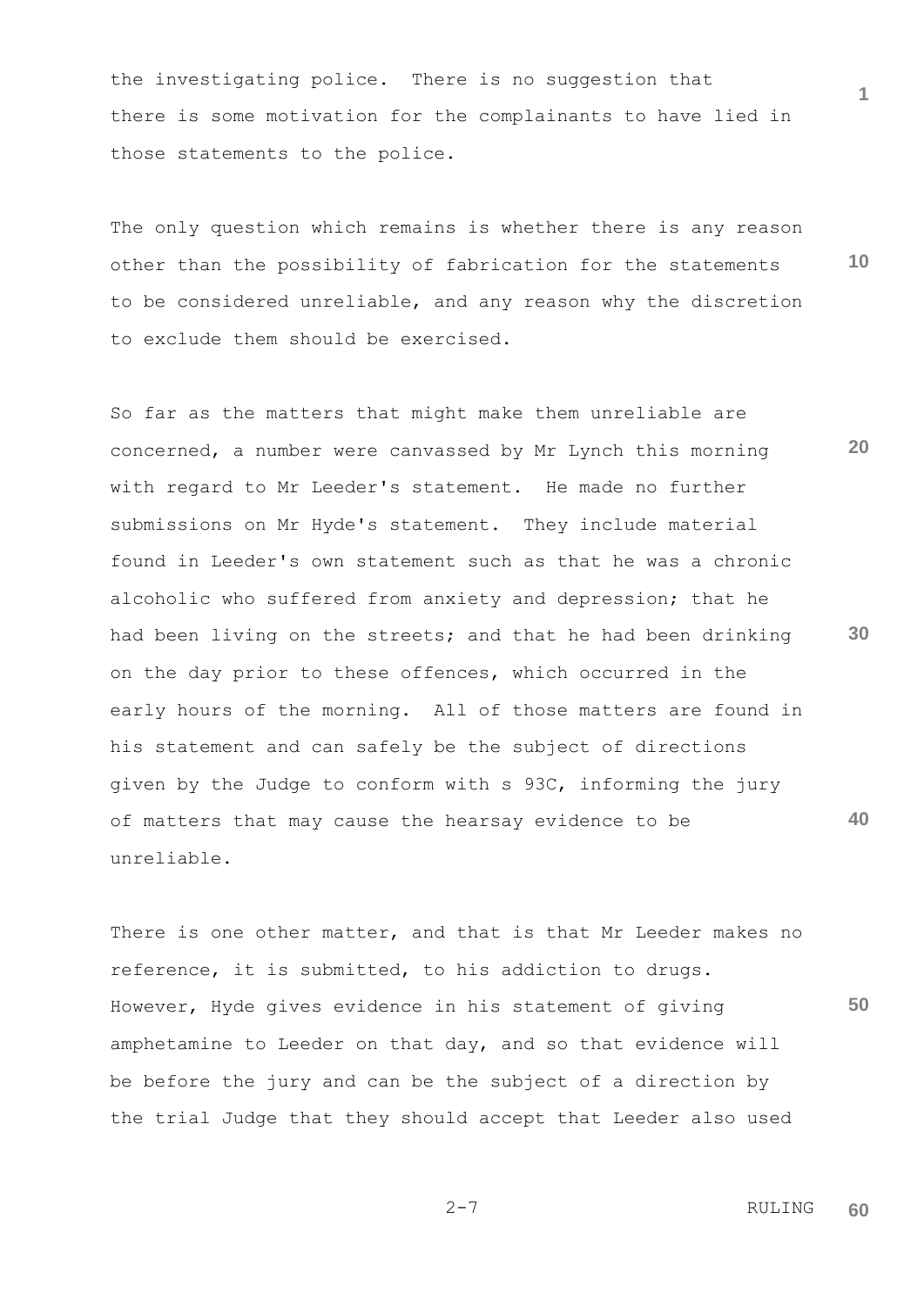the investigating police. There is no suggestion that there is some motivation for the complainants to have lied in those statements to the police.

The only question which remains is whether there is any reason other than the possibility of fabrication for the statements to be considered unreliable, and any reason why the discretion to exclude them should be exercised.

So far as the matters that might make them unreliable are concerned, a number were canvassed by Mr Lynch this morning with regard to Mr Leeder's statement. He made no further submissions on Mr Hyde's statement. They include material found in Leeder's own statement such as that he was a chronic alcoholic who suffered from anxiety and depression; that he had been living on the streets; and that he had been drinking on the day prior to these offences, which occurred in the early hours of the morning. All of those matters are found in his statement and can safely be the subject of directions given by the Judge to conform with s 93C, informing the jury of matters that may cause the hearsay evidence to be unreliable.

There is one other matter, and that is that Mr Leeder makes no reference, it is submitted, to his addiction to drugs. However, Hyde gives evidence in his statement of giving amphetamine to Leeder on that day, and so that evidence will be before the jury and can be the subject of a direction by the trial Judge that they should accept that Leeder also used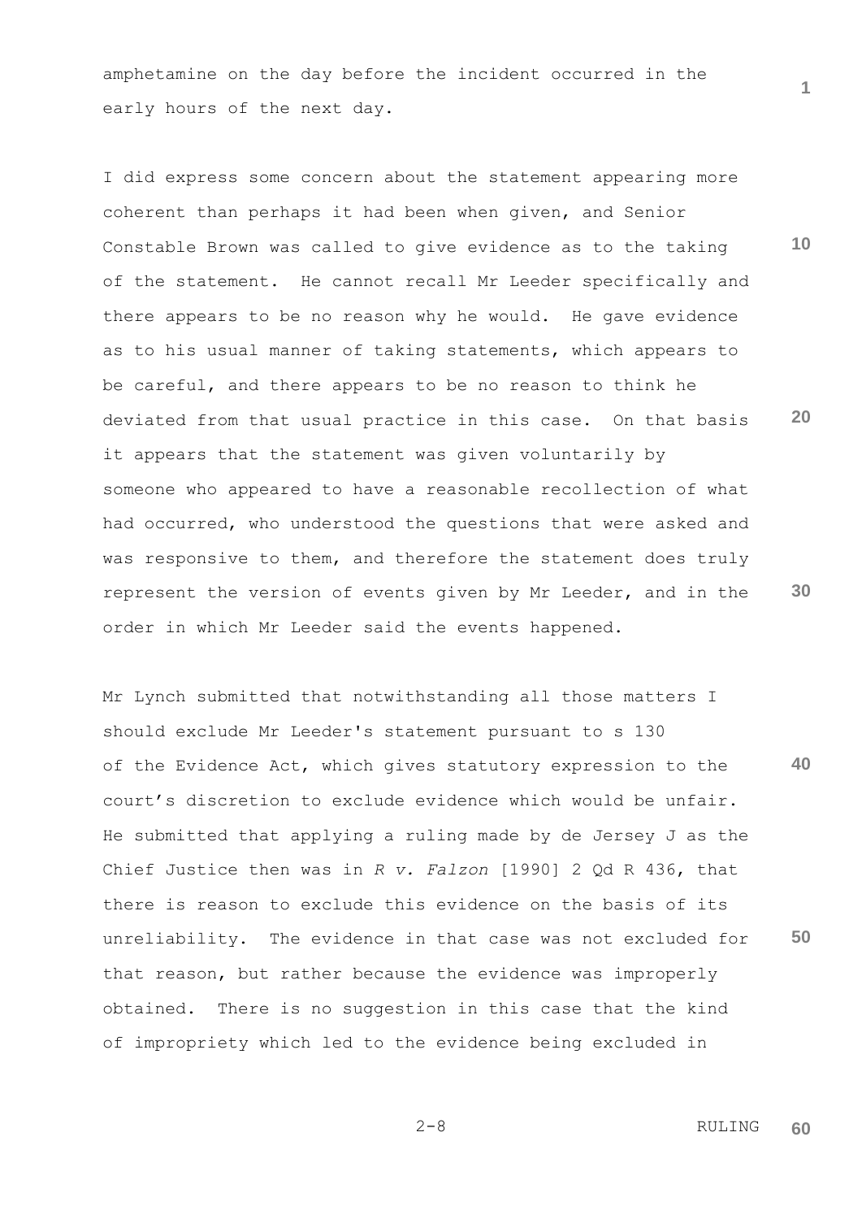amphetamine on the day before the incident occurred in the early hours of the next day.

I did express some concern about the statement appearing more coherent than perhaps it had been when given, and Senior Constable Brown was called to give evidence as to the taking of the statement. He cannot recall Mr Leeder specifically and there appears to be no reason why he would. He gave evidence as to his usual manner of taking statements, which appears to be careful, and there appears to be no reason to think he deviated from that usual practice in this case. On that basis it appears that the statement was given voluntarily by someone who appeared to have a reasonable recollection of what had occurred, who understood the questions that were asked and was responsive to them, and therefore the statement does truly represent the version of events given by Mr Leeder, and in the order in which Mr Leeder said the events happened.

Mr Lynch submitted that notwithstanding all those matters I should exclude Mr Leeder's statement pursuant to s 130 of the Evidence Act, which gives statutory expression to the court's discretion to exclude evidence which would be unfair. He submitted that applying a ruling made by de Jersey J as the Chief Justice then was in *R v. Falzon* [1990] 2 Qd R 436, that there is reason to exclude this evidence on the basis of its unreliability. The evidence in that case was not excluded for that reason, but rather because the evidence was improperly obtained. There is no suggestion in this case that the kind of impropriety which led to the evidence being excluded in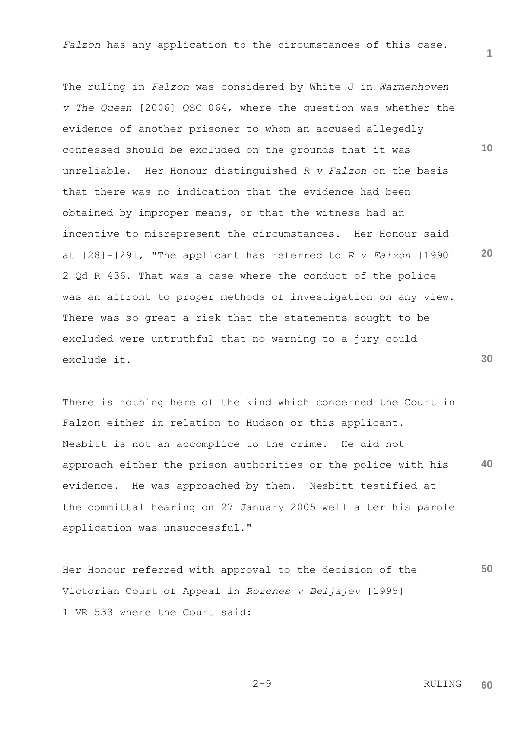*Falzon* has any application to the circumstances of this case.

The ruling in *Falzon* was considered by White J in *Warmenhoven v The Queen* [2006] QSC 064, where the question was whether the evidence of another prisoner to whom an accused allegedly confessed should be excluded on the grounds that it was unreliable. Her Honour distinguished *R v Falzon* on the basis that there was no indication that the evidence had been obtained by improper means, or that the witness had an incentive to misrepresent the circumstances. Her Honour said at [28]-[29], "The applicant has referred to *R v Falzon* [1990] 2 Qd R 436. That was a case where the conduct of the police was an affront to proper methods of investigation on any view. There was so great a risk that the statements sought to be excluded were untruthful that no warning to a jury could exclude it.

There is nothing here of the kind which concerned the Court in Falzon either in relation to Hudson or this applicant. Nesbitt is not an accomplice to the crime. He did not approach either the prison authorities or the police with his evidence. He was approached by them. Nesbitt testified at the committal hearing on 27 January 2005 well after his parole application was unsuccessful."

Her Honour referred with approval to the decision of the Victorian Court of Appeal in *Rozenes v Beljajev* [1995] 1 VR 533 where the Court said: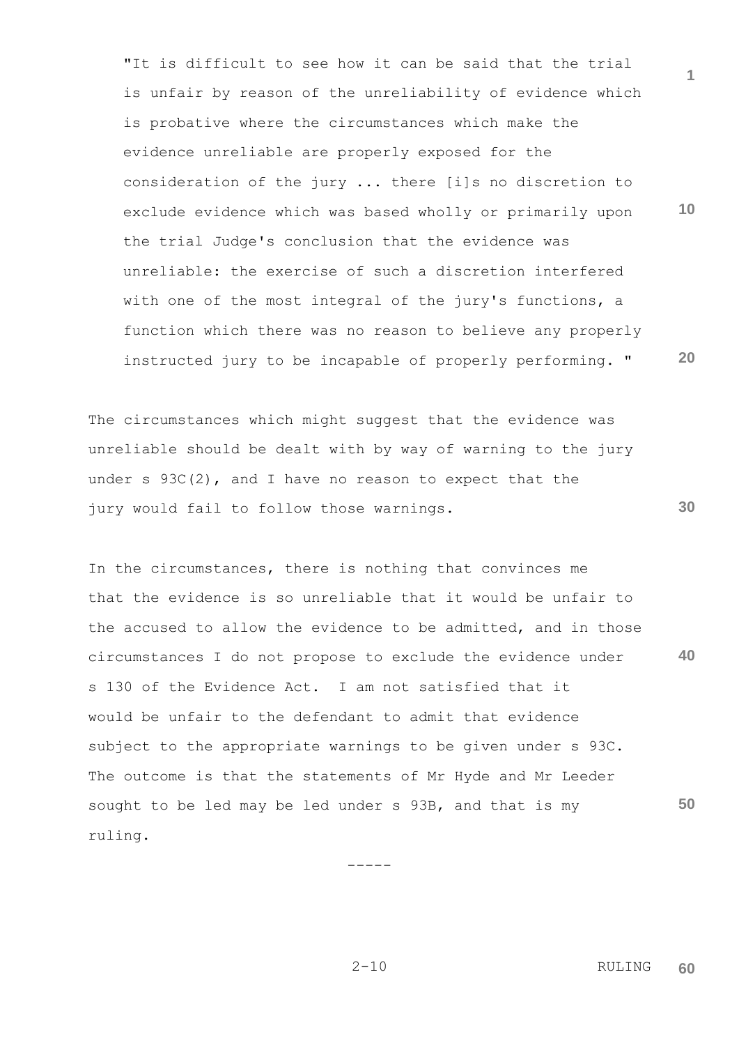> "It is difficult to see how it can be said that the trial is unfair by reason of the unreliability of evidence which is probative where the circumstances which make the evidence unreliable are properly exposed for the consideration of the jury ... there [i]s no discretion to exclude evidence which was based wholly or primarily upon the trial Judge's conclusion that the evidence was unreliable: the exercise of such a discretion interfered with one of the most integral of the jury's functions, a function which there was no reason to believe any properly instructed jury to be incapable of properly performing. "

The circumstances which might suggest that the evidence was unreliable should be dealt with by way of warning to the jury under s 93C(2), and I have no reason to expect that the jury would fail to follow those warnings.

In the circumstances, there is nothing that convinces me that the evidence is so unreliable that it would be unfair to the accused to allow the evidence to be admitted, and in those circumstances I do not propose to exclude the evidence under s 130 of the Evidence Act. I am not satisfied that it would be unfair to the defendant to admit that evidence subject to the appropriate warnings to be given under s 93C. The outcome is that the statements of Mr Hyde and Mr Leeder sought to be led may be led under s 93B, and that is my ruling.

-----